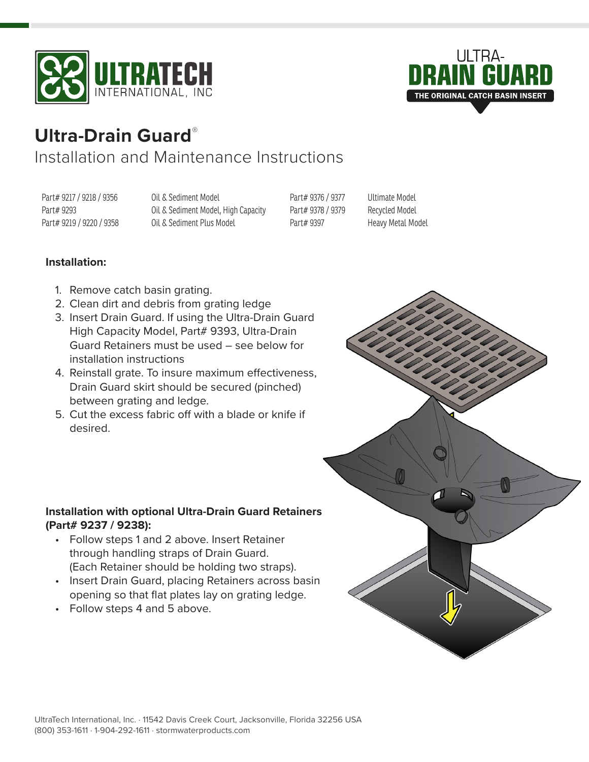ULTRATECH INTERNATIONAL, INC

ULTRA-DRAIN GUARD

THE ORIGINAL CATCH BASIN INSERT

# Ultra-Drain Guard®

## Installation and Maintenance Instructions

| | | | |
|---|---|---|---|
| Part# 9217 / 9218 / 9356 | Oil & Sediment Model | Part# 9376 / 9377 | Ultimate Model |
| Part# 9293 | Oil & Sediment Model, High Capacity | Part# 9378 / 9379 | Recycled Model |
| Part# 9219 / 9220 / 9358 | Oil & Sediment Plus Model | Part# 9397 | Heavy Metal Model |

**Installation:**

1. Remove catch basin grating.
2. Clean dirt and debris from grating ledge
3. Insert Drain Guard. If using the Ultra-Drain Guard High Capacity Model, Part# 9393, Ultra-Drain Guard Retainers must be used – see below for installation instructions
4. Reinstall grate. To insure maximum effectiveness, Drain Guard skirt should be secured (pinched) between grating and ledge.
5. Cut the excess fabric off with a blade or knife if desired.

**Installation with optional Ultra-Drain Guard Retainers (Part# 9237 / 9238):**

- Follow steps 1 and 2 above. Insert Retainer through handling straps of Drain Guard. (Each Retainer should be holding two straps).
- Insert Drain Guard, placing Retainers across basin opening so that flat plates lay on grating ledge.
- Follow steps 4 and 5 above.

UltraTech International, Inc. · 11542 Davis Creek Court, Jacksonville, Florida 32256 USA
(800) 353-1611 · 1-904-292-1611 · stormwaterproducts.com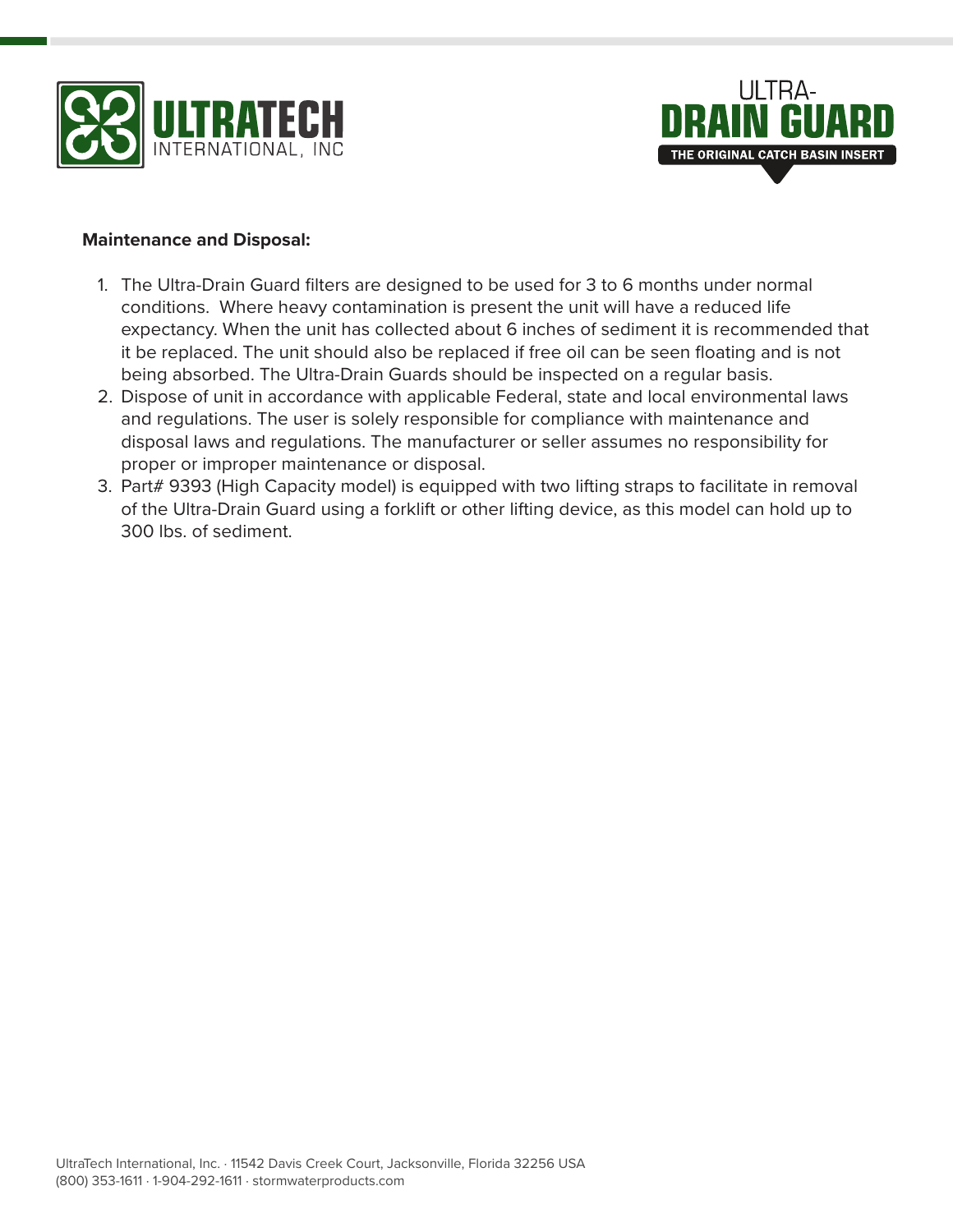**Maintenance and Disposal:**

1. The Ultra-Drain Guard filters are designed to be used for 3 to 6 months under normal conditions. Where heavy contamination is present the unit will have a reduced life expectancy. When the unit has collected about 6 inches of sediment it is recommended that it be replaced. The unit should also be replaced if free oil can be seen floating and is not being absorbed. The Ultra-Drain Guards should be inspected on a regular basis.
2. Dispose of unit in accordance with applicable Federal, state and local environmental laws and regulations. The user is solely responsible for compliance with maintenance and disposal laws and regulations. The manufacturer or seller assumes no responsibility for proper or improper maintenance or disposal.
3. Part# 9393 (High Capacity model) is equipped with two lifting straps to facilitate in removal of the Ultra-Drain Guard using a forklift or other lifting device, as this model can hold up to 300 lbs. of sediment.